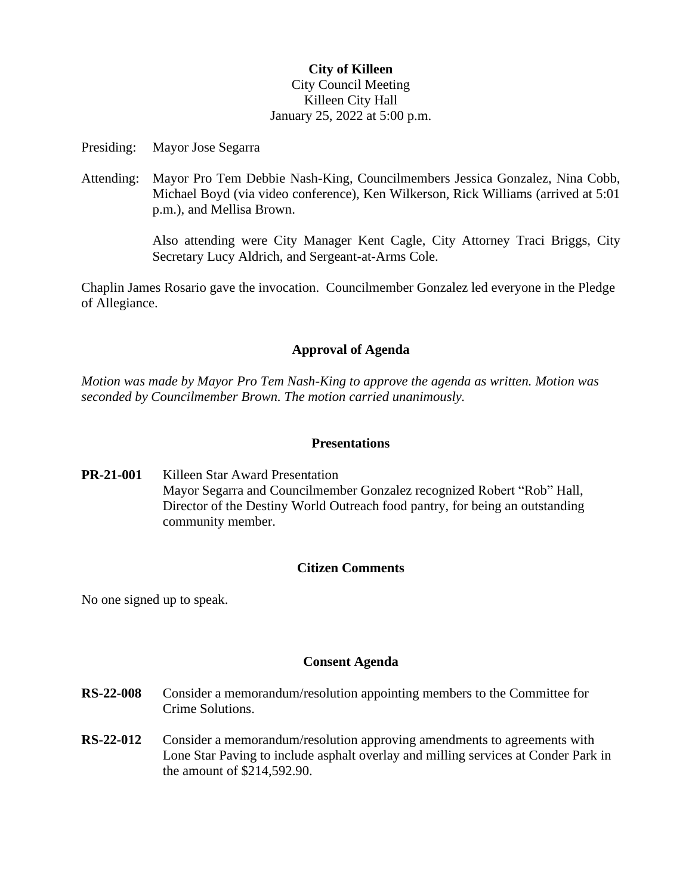**City of Killeen**
City Council Meeting
Killeen City Hall
January 25, 2022 at 5:00 p.m.

Presiding: Mayor Jose Segarra

Attending: Mayor Pro Tem Debbie Nash-King, Councilmembers Jessica Gonzalez, Nina Cobb, Michael Boyd (via video conference), Ken Wilkerson, Rick Williams (arrived at 5:01 p.m.), and Mellisa Brown.

Also attending were City Manager Kent Cagle, City Attorney Traci Briggs, City Secretary Lucy Aldrich, and Sergeant-at-Arms Cole.

Chaplin James Rosario gave the invocation. Councilmember Gonzalez led everyone in the Pledge of Allegiance.

## Approval of Agenda

*Motion was made by Mayor Pro Tem Nash-King to approve the agenda as written. Motion was seconded by Councilmember Brown. The motion carried unanimously.*

## Presentations

**PR-21-001** Killeen Star Award Presentation
Mayor Segarra and Councilmember Gonzalez recognized Robert "Rob" Hall, Director of the Destiny World Outreach food pantry, for being an outstanding community member.

## Citizen Comments

No one signed up to speak.

## Consent Agenda

**RS-22-008** Consider a memorandum/resolution appointing members to the Committee for Crime Solutions.

**RS-22-012** Consider a memorandum/resolution approving amendments to agreements with Lone Star Paving to include asphalt overlay and milling services at Conder Park in the amount of $214,592.90.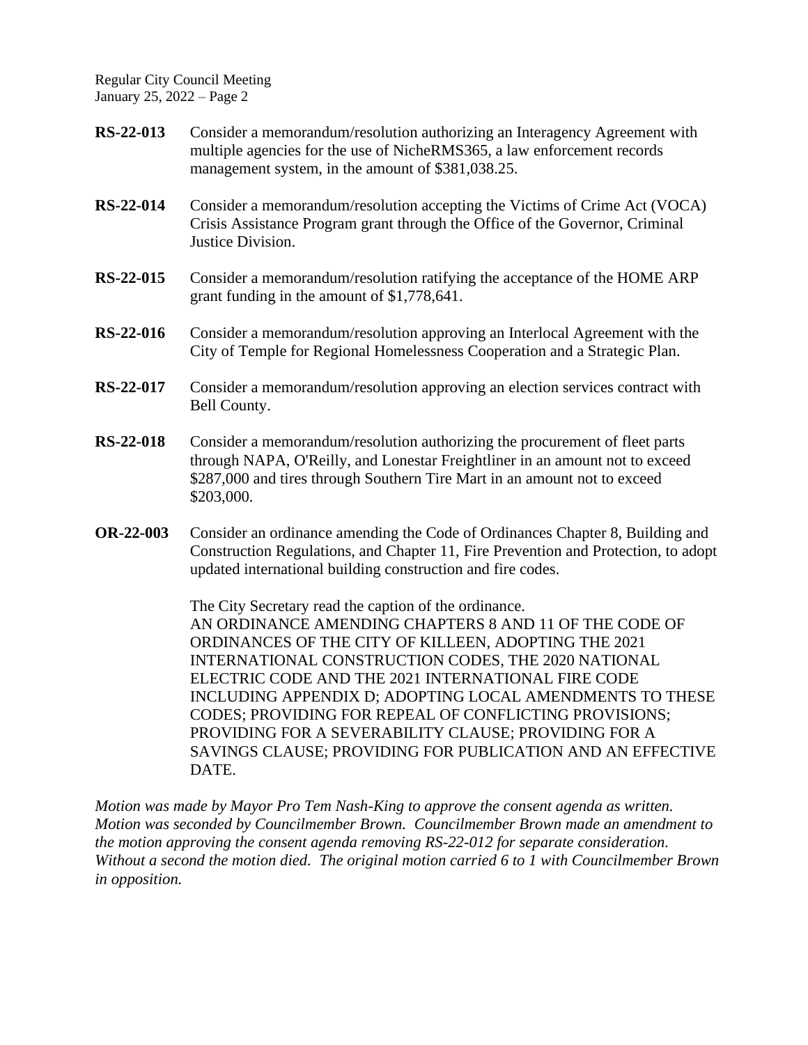**RS-22-013** Consider a memorandum/resolution authorizing an Interagency Agreement with multiple agencies for the use of NicheRMS365, a law enforcement records management system, in the amount of $381,038.25.

**RS-22-014** Consider a memorandum/resolution accepting the Victims of Crime Act (VOCA) Crisis Assistance Program grant through the Office of the Governor, Criminal Justice Division.

**RS-22-015** Consider a memorandum/resolution ratifying the acceptance of the HOME ARP grant funding in the amount of $1,778,641.

**RS-22-016** Consider a memorandum/resolution approving an Interlocal Agreement with the City of Temple for Regional Homelessness Cooperation and a Strategic Plan.

**RS-22-017** Consider a memorandum/resolution approving an election services contract with Bell County.

**RS-22-018** Consider a memorandum/resolution authorizing the procurement of fleet parts through NAPA, O'Reilly, and Lonestar Freightliner in an amount not to exceed $287,000 and tires through Southern Tire Mart in an amount not to exceed $203,000.

**OR-22-003** Consider an ordinance amending the Code of Ordinances Chapter 8, Building and Construction Regulations, and Chapter 11, Fire Prevention and Protection, to adopt updated international building construction and fire codes.

The City Secretary read the caption of the ordinance.
AN ORDINANCE AMENDING CHAPTERS 8 AND 11 OF THE CODE OF ORDINANCES OF THE CITY OF KILLEEN, ADOPTING THE 2021 INTERNATIONAL CONSTRUCTION CODES, THE 2020 NATIONAL ELECTRIC CODE AND THE 2021 INTERNATIONAL FIRE CODE INCLUDING APPENDIX D; ADOPTING LOCAL AMENDMENTS TO THESE CODES; PROVIDING FOR REPEAL OF CONFLICTING PROVISIONS; PROVIDING FOR A SEVERABILITY CLAUSE; PROVIDING FOR A SAVINGS CLAUSE; PROVIDING FOR PUBLICATION AND AN EFFECTIVE DATE.

*Motion was made by Mayor Pro Tem Nash-King to approve the consent agenda as written. Motion was seconded by Councilmember Brown. Councilmember Brown made an amendment to the motion approving the consent agenda removing RS-22-012 for separate consideration. Without a second the motion died. The original motion carried 6 to 1 with Councilmember Brown in opposition.*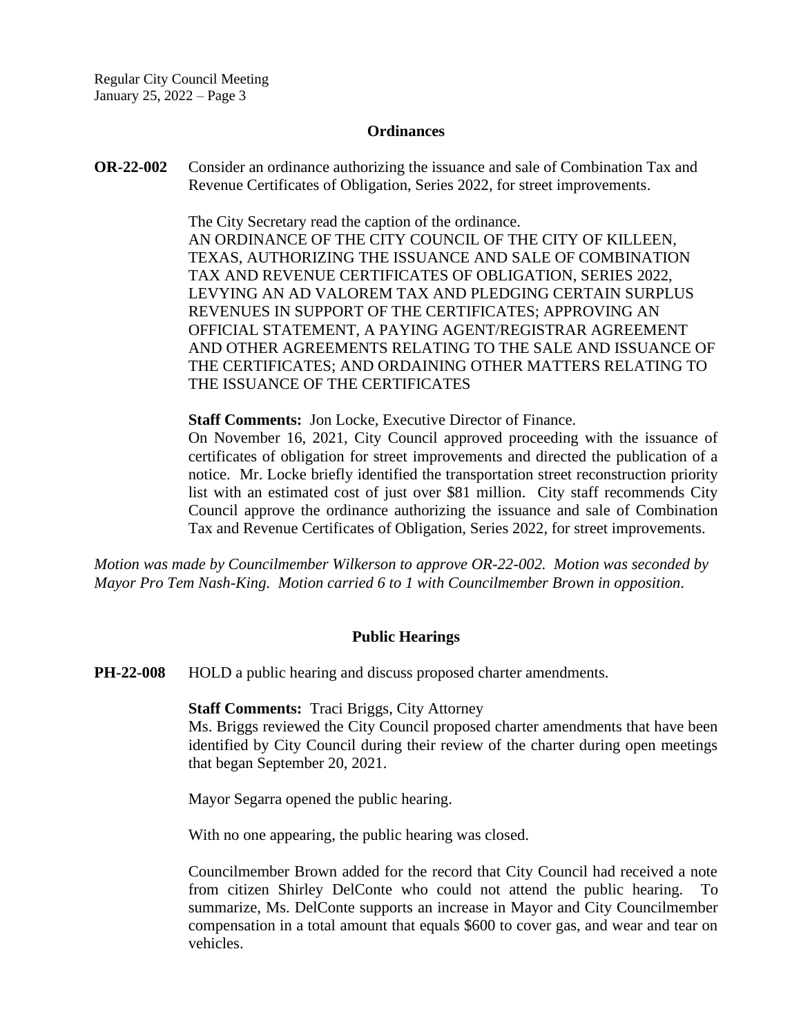## Ordinances

**OR-22-002** Consider an ordinance authorizing the issuance and sale of Combination Tax and Revenue Certificates of Obligation, Series 2022, for street improvements.

The City Secretary read the caption of the ordinance.
AN ORDINANCE OF THE CITY COUNCIL OF THE CITY OF KILLEEN, TEXAS, AUTHORIZING THE ISSUANCE AND SALE OF COMBINATION TAX AND REVENUE CERTIFICATES OF OBLIGATION, SERIES 2022, LEVYING AN AD VALOREM TAX AND PLEDGING CERTAIN SURPLUS REVENUES IN SUPPORT OF THE CERTIFICATES; APPROVING AN OFFICIAL STATEMENT, A PAYING AGENT/REGISTRAR AGREEMENT AND OTHER AGREEMENTS RELATING TO THE SALE AND ISSUANCE OF THE CERTIFICATES; AND ORDAINING OTHER MATTERS RELATING TO THE ISSUANCE OF THE CERTIFICATES

**Staff Comments:** Jon Locke, Executive Director of Finance.
On November 16, 2021, City Council approved proceeding with the issuance of certificates of obligation for street improvements and directed the publication of a notice. Mr. Locke briefly identified the transportation street reconstruction priority list with an estimated cost of just over $81 million. City staff recommends City Council approve the ordinance authorizing the issuance and sale of Combination Tax and Revenue Certificates of Obligation, Series 2022, for street improvements.

*Motion was made by Councilmember Wilkerson to approve OR-22-002. Motion was seconded by Mayor Pro Tem Nash-King. Motion carried 6 to 1 with Councilmember Brown in opposition.*

## Public Hearings

**PH-22-008** HOLD a public hearing and discuss proposed charter amendments.

**Staff Comments:** Traci Briggs, City Attorney
Ms. Briggs reviewed the City Council proposed charter amendments that have been identified by City Council during their review of the charter during open meetings that began September 20, 2021.

Mayor Segarra opened the public hearing.

With no one appearing, the public hearing was closed.

Councilmember Brown added for the record that City Council had received a note from citizen Shirley DelConte who could not attend the public hearing. To summarize, Ms. DelConte supports an increase in Mayor and City Councilmember compensation in a total amount that equals $600 to cover gas, and wear and tear on vehicles.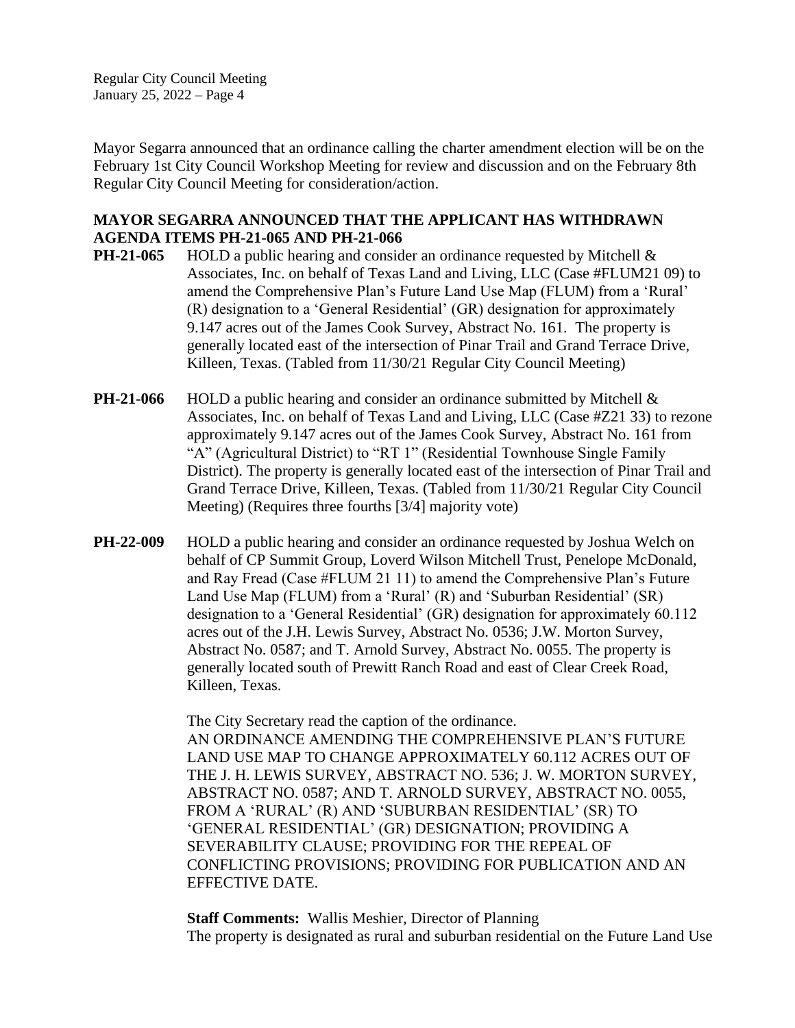Mayor Segarra announced that an ordinance calling the charter amendment election will be on the February 1st City Council Workshop Meeting for review and discussion and on the February 8th Regular City Council Meeting for consideration/action.

**MAYOR SEGARRA ANNOUNCED THAT THE APPLICANT HAS WITHDRAWN AGENDA ITEMS PH-21-065 AND PH-21-066**

**PH-21-065** HOLD a public hearing and consider an ordinance requested by Mitchell & Associates, Inc. on behalf of Texas Land and Living, LLC (Case #FLUM21 09) to amend the Comprehensive Plan's Future Land Use Map (FLUM) from a 'Rural' (R) designation to a 'General Residential' (GR) designation for approximately 9.147 acres out of the James Cook Survey, Abstract No. 161. The property is generally located east of the intersection of Pinar Trail and Grand Terrace Drive, Killeen, Texas. (Tabled from 11/30/21 Regular City Council Meeting)

**PH-21-066** HOLD a public hearing and consider an ordinance submitted by Mitchell & Associates, Inc. on behalf of Texas Land and Living, LLC (Case #Z21 33) to rezone approximately 9.147 acres out of the James Cook Survey, Abstract No. 161 from "A" (Agricultural District) to "RT 1" (Residential Townhouse Single Family District). The property is generally located east of the intersection of Pinar Trail and Grand Terrace Drive, Killeen, Texas. (Tabled from 11/30/21 Regular City Council Meeting) (Requires three fourths [3/4] majority vote)

**PH-22-009** HOLD a public hearing and consider an ordinance requested by Joshua Welch on behalf of CP Summit Group, Loverd Wilson Mitchell Trust, Penelope McDonald, and Ray Fread (Case #FLUM 21 11) to amend the Comprehensive Plan's Future Land Use Map (FLUM) from a 'Rural' (R) and 'Suburban Residential' (SR) designation to a 'General Residential' (GR) designation for approximately 60.112 acres out of the J.H. Lewis Survey, Abstract No. 0536; J.W. Morton Survey, Abstract No. 0587; and T. Arnold Survey, Abstract No. 0055. The property is generally located south of Prewitt Ranch Road and east of Clear Creek Road, Killeen, Texas.

The City Secretary read the caption of the ordinance.
AN ORDINANCE AMENDING THE COMPREHENSIVE PLAN'S FUTURE LAND USE MAP TO CHANGE APPROXIMATELY 60.112 ACRES OUT OF THE J. H. LEWIS SURVEY, ABSTRACT NO. 536; J. W. MORTON SURVEY, ABSTRACT NO. 0587; AND T. ARNOLD SURVEY, ABSTRACT NO. 0055, FROM A 'RURAL' (R) AND 'SUBURBAN RESIDENTIAL' (SR) TO 'GENERAL RESIDENTIAL' (GR) DESIGNATION; PROVIDING A SEVERABILITY CLAUSE; PROVIDING FOR THE REPEAL OF CONFLICTING PROVISIONS; PROVIDING FOR PUBLICATION AND AN EFFECTIVE DATE.

**Staff Comments:** Wallis Meshier, Director of Planning
The property is designated as rural and suburban residential on the Future Land Use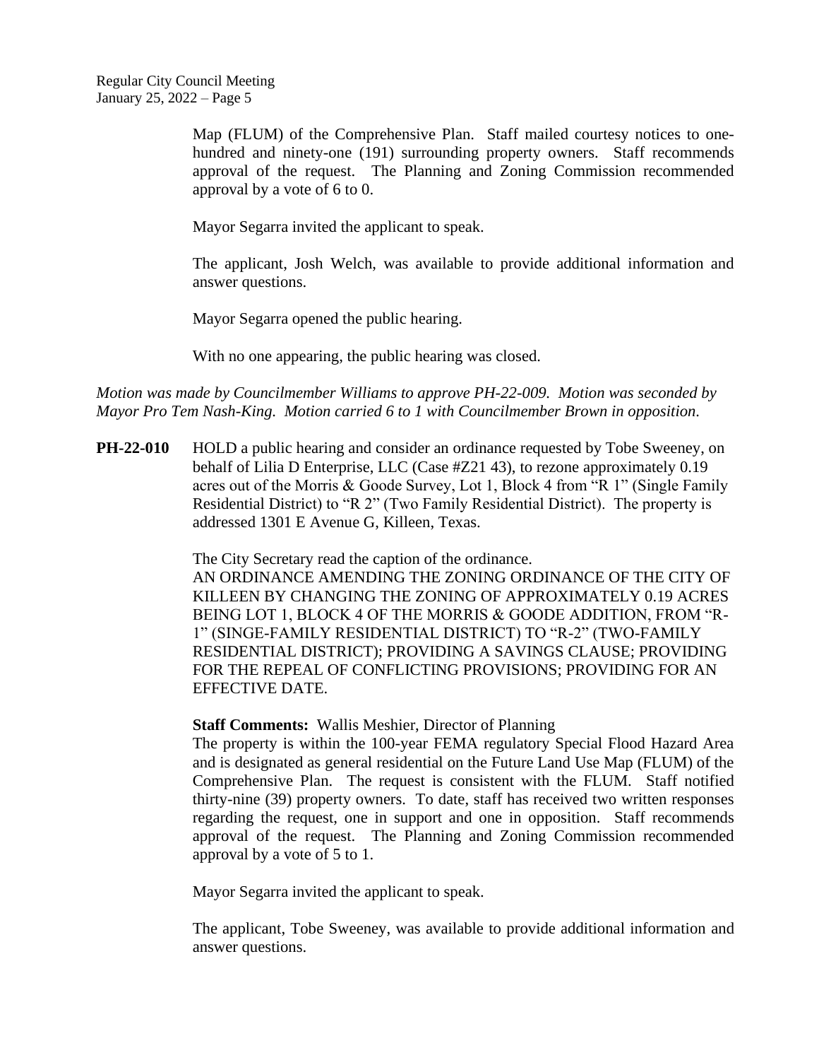Map (FLUM) of the Comprehensive Plan. Staff mailed courtesy notices to one-hundred and ninety-one (191) surrounding property owners. Staff recommends approval of the request. The Planning and Zoning Commission recommended approval by a vote of 6 to 0.

Mayor Segarra invited the applicant to speak.

The applicant, Josh Welch, was available to provide additional information and answer questions.

Mayor Segarra opened the public hearing.

With no one appearing, the public hearing was closed.

*Motion was made by Councilmember Williams to approve PH-22-009. Motion was seconded by Mayor Pro Tem Nash-King. Motion carried 6 to 1 with Councilmember Brown in opposition.*

**PH-22-010** HOLD a public hearing and consider an ordinance requested by Tobe Sweeney, on behalf of Lilia D Enterprise, LLC (Case #Z21 43), to rezone approximately 0.19 acres out of the Morris & Goode Survey, Lot 1, Block 4 from "R 1" (Single Family Residential District) to "R 2" (Two Family Residential District). The property is addressed 1301 E Avenue G, Killeen, Texas.

The City Secretary read the caption of the ordinance.
AN ORDINANCE AMENDING THE ZONING ORDINANCE OF THE CITY OF KILLEEN BY CHANGING THE ZONING OF APPROXIMATELY 0.19 ACRES BEING LOT 1, BLOCK 4 OF THE MORRIS & GOODE ADDITION, FROM "R-1" (SINGE-FAMILY RESIDENTIAL DISTRICT) TO "R-2" (TWO-FAMILY RESIDENTIAL DISTRICT); PROVIDING A SAVINGS CLAUSE; PROVIDING FOR THE REPEAL OF CONFLICTING PROVISIONS; PROVIDING FOR AN EFFECTIVE DATE.

**Staff Comments:** Wallis Meshier, Director of Planning
The property is within the 100-year FEMA regulatory Special Flood Hazard Area and is designated as general residential on the Future Land Use Map (FLUM) of the Comprehensive Plan. The request is consistent with the FLUM. Staff notified thirty-nine (39) property owners. To date, staff has received two written responses regarding the request, one in support and one in opposition. Staff recommends approval of the request. The Planning and Zoning Commission recommended approval by a vote of 5 to 1.

Mayor Segarra invited the applicant to speak.

The applicant, Tobe Sweeney, was available to provide additional information and answer questions.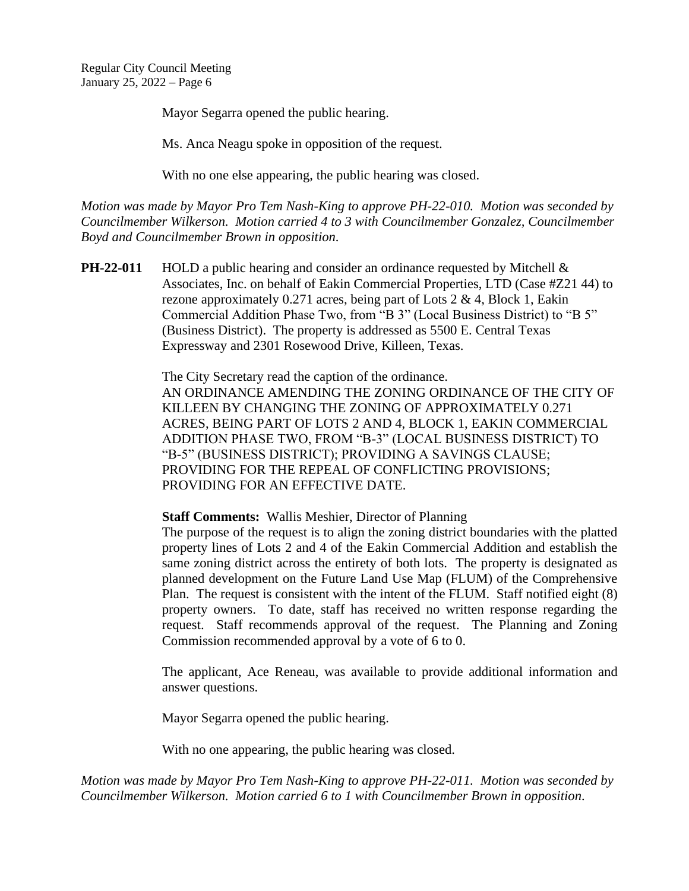Mayor Segarra opened the public hearing.

Ms. Anca Neagu spoke in opposition of the request.

With no one else appearing, the public hearing was closed.

*Motion was made by Mayor Pro Tem Nash-King to approve PH-22-010. Motion was seconded by Councilmember Wilkerson. Motion carried 4 to 3 with Councilmember Gonzalez, Councilmember Boyd and Councilmember Brown in opposition.*

**PH-22-011** HOLD a public hearing and consider an ordinance requested by Mitchell & Associates, Inc. on behalf of Eakin Commercial Properties, LTD (Case #Z21 44) to rezone approximately 0.271 acres, being part of Lots 2 & 4, Block 1, Eakin Commercial Addition Phase Two, from "B 3" (Local Business District) to "B 5" (Business District). The property is addressed as 5500 E. Central Texas Expressway and 2301 Rosewood Drive, Killeen, Texas.

The City Secretary read the caption of the ordinance.
AN ORDINANCE AMENDING THE ZONING ORDINANCE OF THE CITY OF KILLEEN BY CHANGING THE ZONING OF APPROXIMATELY 0.271 ACRES, BEING PART OF LOTS 2 AND 4, BLOCK 1, EAKIN COMMERCIAL ADDITION PHASE TWO, FROM "B-3" (LOCAL BUSINESS DISTRICT) TO "B-5" (BUSINESS DISTRICT); PROVIDING A SAVINGS CLAUSE; PROVIDING FOR THE REPEAL OF CONFLICTING PROVISIONS; PROVIDING FOR AN EFFECTIVE DATE.

**Staff Comments:** Wallis Meshier, Director of Planning
The purpose of the request is to align the zoning district boundaries with the platted property lines of Lots 2 and 4 of the Eakin Commercial Addition and establish the same zoning district across the entirety of both lots. The property is designated as planned development on the Future Land Use Map (FLUM) of the Comprehensive Plan. The request is consistent with the intent of the FLUM. Staff notified eight (8) property owners. To date, staff has received no written response regarding the request. Staff recommends approval of the request. The Planning and Zoning Commission recommended approval by a vote of 6 to 0.

The applicant, Ace Reneau, was available to provide additional information and answer questions.

Mayor Segarra opened the public hearing.

With no one appearing, the public hearing was closed.

*Motion was made by Mayor Pro Tem Nash-King to approve PH-22-011. Motion was seconded by Councilmember Wilkerson. Motion carried 6 to 1 with Councilmember Brown in opposition.*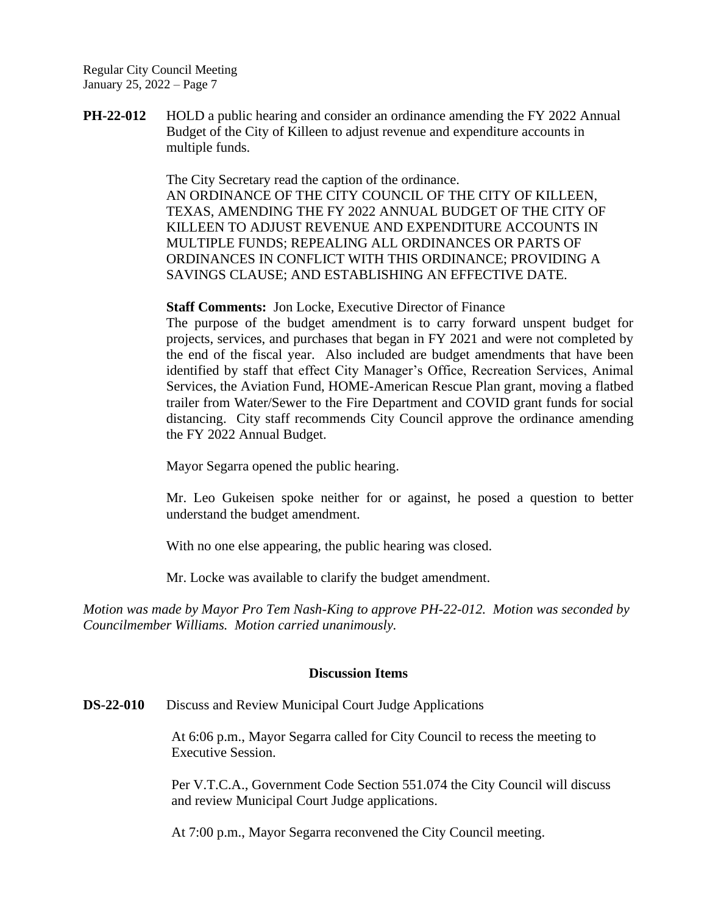**PH-22-012** HOLD a public hearing and consider an ordinance amending the FY 2022 Annual Budget of the City of Killeen to adjust revenue and expenditure accounts in multiple funds.

The City Secretary read the caption of the ordinance.
AN ORDINANCE OF THE CITY COUNCIL OF THE CITY OF KILLEEN, TEXAS, AMENDING THE FY 2022 ANNUAL BUDGET OF THE CITY OF KILLEEN TO ADJUST REVENUE AND EXPENDITURE ACCOUNTS IN MULTIPLE FUNDS; REPEALING ALL ORDINANCES OR PARTS OF ORDINANCES IN CONFLICT WITH THIS ORDINANCE; PROVIDING A SAVINGS CLAUSE; AND ESTABLISHING AN EFFECTIVE DATE.

**Staff Comments:** Jon Locke, Executive Director of Finance
The purpose of the budget amendment is to carry forward unspent budget for projects, services, and purchases that began in FY 2021 and were not completed by the end of the fiscal year. Also included are budget amendments that have been identified by staff that effect City Manager's Office, Recreation Services, Animal Services, the Aviation Fund, HOME-American Rescue Plan grant, moving a flatbed trailer from Water/Sewer to the Fire Department and COVID grant funds for social distancing. City staff recommends City Council approve the ordinance amending the FY 2022 Annual Budget.

Mayor Segarra opened the public hearing.

Mr. Leo Gukeisen spoke neither for or against, he posed a question to better understand the budget amendment.

With no one else appearing, the public hearing was closed.

Mr. Locke was available to clarify the budget amendment.

*Motion was made by Mayor Pro Tem Nash-King to approve PH-22-012. Motion was seconded by Councilmember Williams. Motion carried unanimously.*

## Discussion Items

**DS-22-010** Discuss and Review Municipal Court Judge Applications

At 6:06 p.m., Mayor Segarra called for City Council to recess the meeting to Executive Session.

Per V.T.C.A., Government Code Section 551.074 the City Council will discuss and review Municipal Court Judge applications.

At 7:00 p.m., Mayor Segarra reconvened the City Council meeting.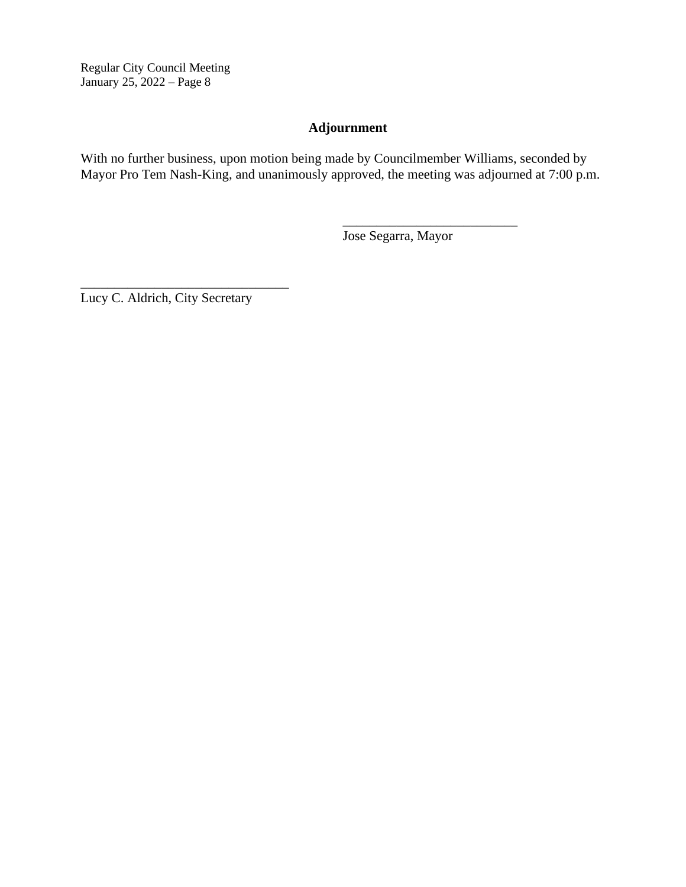## Adjournment

With no further business, upon motion being made by Councilmember Williams, seconded by Mayor Pro Tem Nash-King, and unanimously approved, the meeting was adjourned at 7:00 p.m.

___________________________
Jose Segarra, Mayor

________________________________
Lucy C. Aldrich, City Secretary